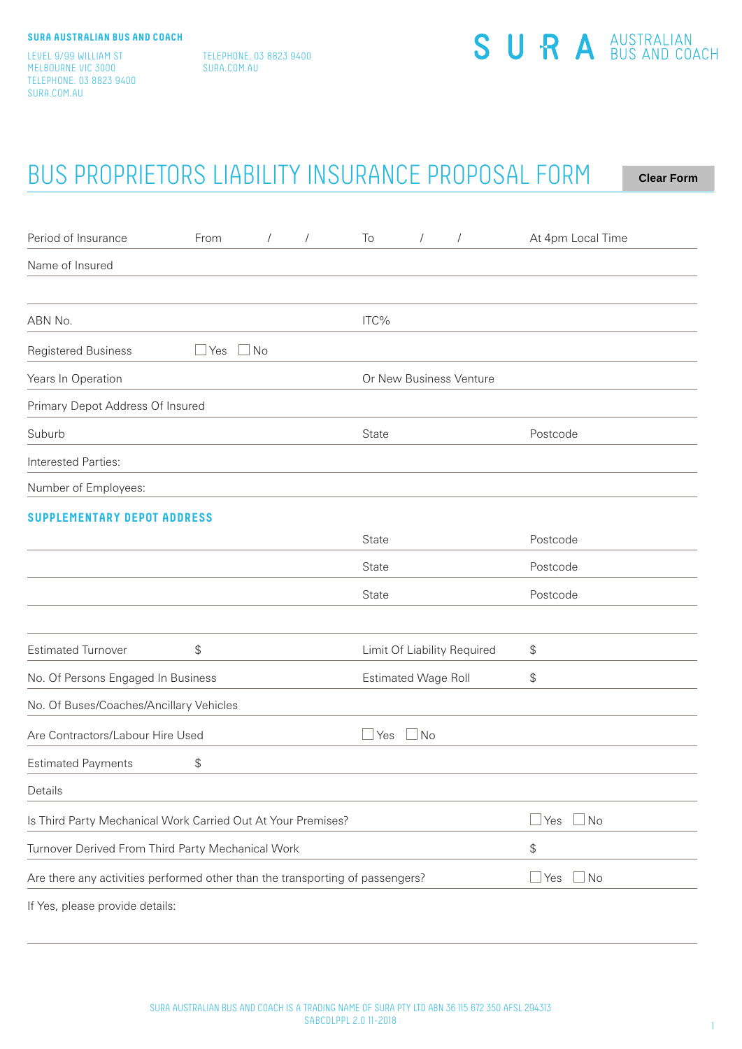**SURA AUSTRALIAN BUS AND COACH**

LEVEL 9/99 WILLIAM ST
MELBOURNE VIC 3000
TELEPHONE. 03 8823 9400
SURA.COM.AU

TELEPHONE. 03 8823 9400
SURA.COM.AU

S U R A AUSTRALIAN BUS AND COACH

# BUS PROPRIETORS LIABILITY INSURANCE PROPOSAL FORM

Clear Form

| | | | |
|---|---|---|---|
| Period of Insurance | From / / | To / / | At 4pm Local Time |
| Name of Insured | | | |
| | | | |
| ABN No. | | ITC% | |
| Registered Business | ☐ Yes ☐ No | | |
| Years In Operation | | Or New Business Venture | |
| Primary Depot Address Of Insured | | | |
| Suburb | | State | Postcode |
| Interested Parties: | | | |
| Number of Employees: | | | |

### SUPPLEMENTARY DEPOT ADDRESS

| | | |
|---|---|---|
| | State | Postcode |
| | State | Postcode |
| | State | Postcode |

| | | | |
|---|---|---|---|
| Estimated Turnover | $ | Limit Of Liability Required | $ |
| No. Of Persons Engaged In Business | | Estimated Wage Roll | $ |
| No. Of Buses/Coaches/Ancillary Vehicles | | | |
| Are Contractors/Labour Hire Used | | ☐ Yes ☐ No | |
| Estimated Payments | $ | | |
| Details | | | |
| Is Third Party Mechanical Work Carried Out At Your Premises? | | | ☐ Yes ☐ No |
| Turnover Derived From Third Party Mechanical Work | | | $ |
| Are there any activities performed other than the transporting of passengers? | | | ☐ Yes ☐ No |

If Yes, please provide details:

SURA AUSTRALIAN BUS AND COACH IS A TRADING NAME OF SURA PTY LTD ABN 36 115 672 350 AFSL 294313
SABCDLPPL 2.0 11-2018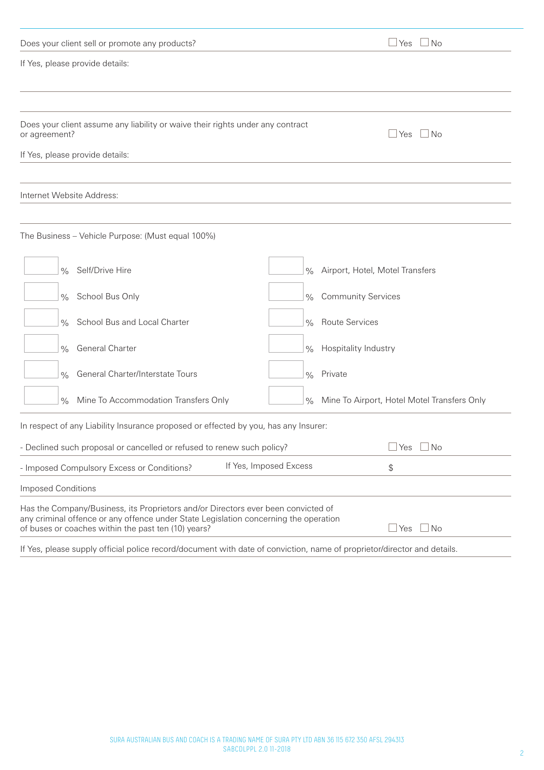Does your client sell or promote any products? ☐ Yes ☐ No

If Yes, please provide details:

Does your client assume any liability or waive their rights under any contract or agreement? ☐ Yes ☐ No

If Yes, please provide details:

Internet Website Address:

The Business – Vehicle Purpose: (Must equal 100%)

| | |
|---|---|
| ____ % Self/Drive Hire | ____ % Airport, Hotel, Motel Transfers |
| ____ % School Bus Only | ____ % Community Services |
| ____ % School Bus and Local Charter | ____ % Route Services |
| ____ % General Charter | ____ % Hospitality Industry |
| ____ % General Charter/Interstate Tours | ____ % Private |
| ____ % Mine To Accommodation Transfers Only | ____ % Mine To Airport, Hotel Motel Transfers Only |

In respect of any Liability Insurance proposed or effected by you, has any Insurer:

- Declined such proposal or cancelled or refused to renew such policy? ☐ Yes ☐ No

- Imposed Compulsory Excess or Conditions? If Yes, Imposed Excess $

Imposed Conditions

Has the Company/Business, its Proprietors and/or Directors ever been convicted of any criminal offence or any offence under State Legislation concerning the operation of buses or coaches within the past ten (10) years? ☐ Yes ☐ No

If Yes, please supply official police record/document with date of conviction, name of proprietor/director and details.

SURA AUSTRALIAN BUS AND COACH IS A TRADING NAME OF SURA PTY LTD ABN 36 115 672 350 AFSL 294313
SABCDLPPL 2.0 11-2018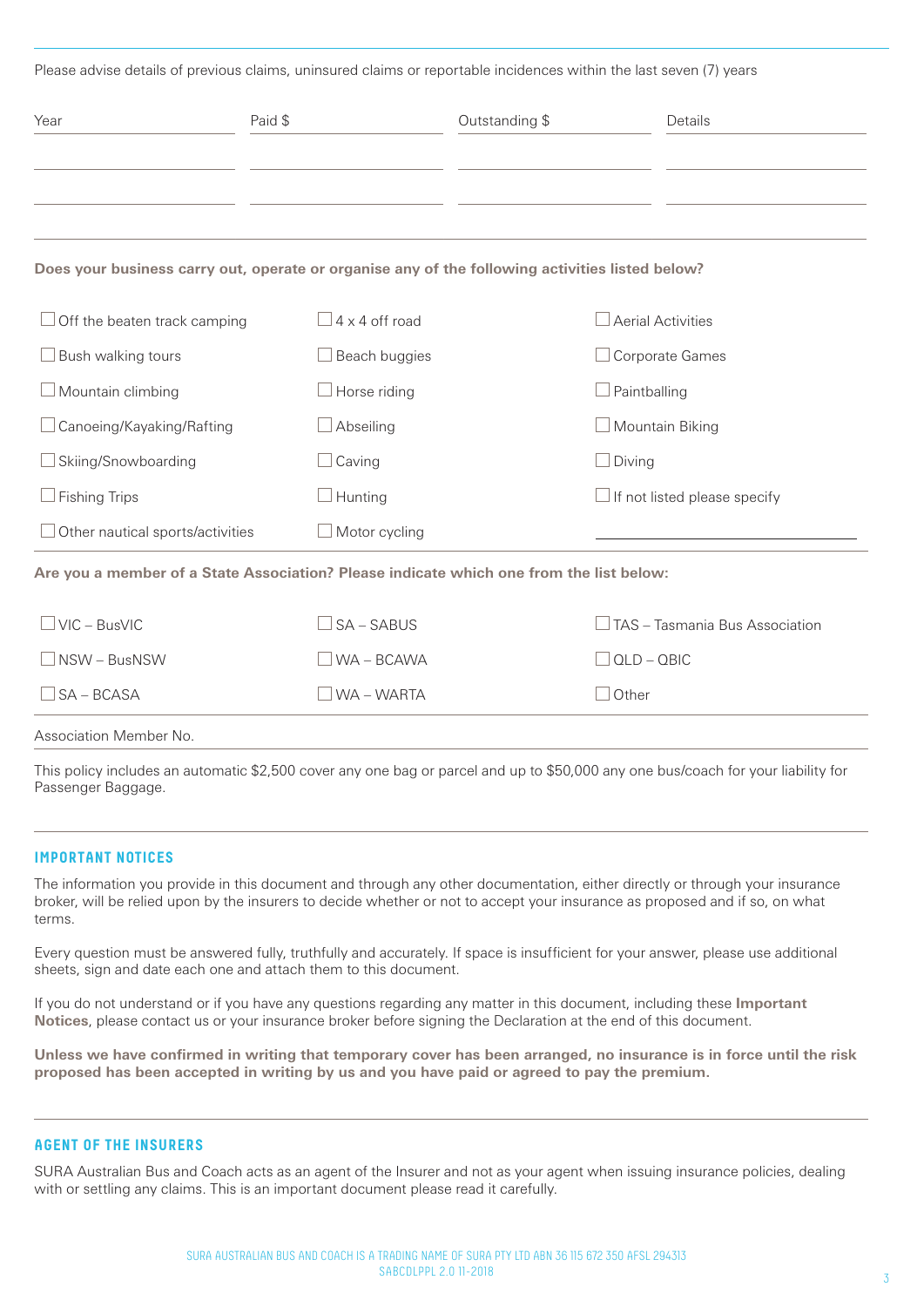Please advise details of previous claims, uninsured claims or reportable incidences within the last seven (7) years

| Year | Paid $ | Outstanding $ | Details |
| --- | --- | --- | --- |
| | | | |
| | | | |

**Does your business carry out, operate or organise any of the following activities listed below?**

- ☐ Off the beaten track camping
- ☐ Bush walking tours
- ☐ Mountain climbing
- ☐ Canoeing/Kayaking/Rafting
- ☐ Skiing/Snowboarding
- ☐ Fishing Trips
- ☐ Other nautical sports/activities
- ☐ 4 x 4 off road
- ☐ Beach buggies
- ☐ Horse riding
- ☐ Abseiling
- ☐ Caving
- ☐ Hunting
- ☐ Motor cycling
- ☐ Aerial Activities
- ☐ Corporate Games
- ☐ Paintballing
- ☐ Mountain Biking
- ☐ Diving
- ☐ If not listed please specify ____________________

**Are you a member of a State Association? Please indicate which one from the list below:**

- ☐ VIC – BusVIC
- ☐ NSW – BusNSW
- ☐ SA – BCASA
- ☐ SA – SABUS
- ☐ WA – BCAWA
- ☐ WA – WARTA
- ☐ TAS – Tasmania Bus Association
- ☐ QLD – QBIC
- ☐ Other

Association Member No.

This policy includes an automatic $2,500 cover any one bag or parcel and up to $50,000 any one bus/coach for your liability for Passenger Baggage.

## IMPORTANT NOTICES

The information you provide in this document and through any other documentation, either directly or through your insurance broker, will be relied upon by the insurers to decide whether or not to accept your insurance as proposed and if so, on what terms.

Every question must be answered fully, truthfully and accurately. If space is insufficient for your answer, please use additional sheets, sign and date each one and attach them to this document.

If you do not understand or if you have any questions regarding any matter in this document, including these **Important Notices**, please contact us or your insurance broker before signing the Declaration at the end of this document.

**Unless we have confirmed in writing that temporary cover has been arranged, no insurance is in force until the risk proposed has been accepted in writing by us and you have paid or agreed to pay the premium.**

## AGENT OF THE INSURERS

SURA Australian Bus and Coach acts as an agent of the Insurer and not as your agent when issuing insurance policies, dealing with or settling any claims. This is an important document please read it carefully.

SURA AUSTRALIAN BUS AND COACH IS A TRADING NAME OF SURA PTY LTD ABN 36 115 672 350 AFSL 294313
SABCDLPPL 2.0 11-2018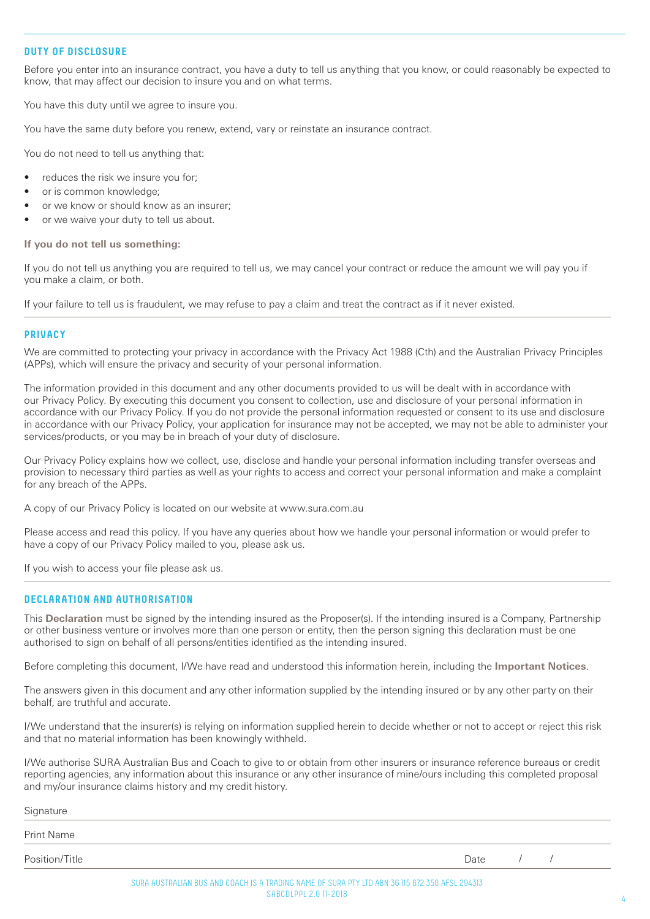## DUTY OF DISCLOSURE

Before you enter into an insurance contract, you have a duty to tell us anything that you know, or could reasonably be expected to know, that may affect our decision to insure you and on what terms.

You have this duty until we agree to insure you.

You have the same duty before you renew, extend, vary or reinstate an insurance contract.

You do not need to tell us anything that:

- reduces the risk we insure you for;
- or is common knowledge;
- or we know or should know as an insurer;
- or we waive your duty to tell us about.

**If you do not tell us something:**

If you do not tell us anything you are required to tell us, we may cancel your contract or reduce the amount we will pay you if you make a claim, or both.

If your failure to tell us is fraudulent, we may refuse to pay a claim and treat the contract as if it never existed.

## PRIVACY

We are committed to protecting your privacy in accordance with the Privacy Act 1988 (Cth) and the Australian Privacy Principles (APPs), which will ensure the privacy and security of your personal information.

The information provided in this document and any other documents provided to us will be dealt with in accordance with our Privacy Policy. By executing this document you consent to collection, use and disclosure of your personal information in accordance with our Privacy Policy. If you do not provide the personal information requested or consent to its use and disclosure in accordance with our Privacy Policy, your application for insurance may not be accepted, we may not be able to administer your services/products, or you may be in breach of your duty of disclosure.

Our Privacy Policy explains how we collect, use, disclose and handle your personal information including transfer overseas and provision to necessary third parties as well as your rights to access and correct your personal information and make a complaint for any breach of the APPs.

A copy of our Privacy Policy is located on our website at www.sura.com.au

Please access and read this policy. If you have any queries about how we handle your personal information or would prefer to have a copy of our Privacy Policy mailed to you, please ask us.

If you wish to access your file please ask us.

## DECLARATION AND AUTHORISATION

This **Declaration** must be signed by the intending insured as the Proposer(s). If the intending insured is a Company, Partnership or other business venture or involves more than one person or entity, then the person signing this declaration must be one authorised to sign on behalf of all persons/entities identified as the intending insured.

Before completing this document, I/We have read and understood this information herein, including the **Important Notices**.

The answers given in this document and any other information supplied by the intending insured or by any other party on their behalf, are truthful and accurate.

I/We understand that the insurer(s) is relying on information supplied herein to decide whether or not to accept or reject this risk and that no material information has been knowingly withheld.

I/We authorise SURA Australian Bus and Coach to give to or obtain from other insurers or insurance reference bureaus or credit reporting agencies, any information about this insurance or any other insurance of mine/ours including this completed proposal and my/our insurance claims history and my credit history.

Signature

Print Name

Position/Title                                                                                                    Date      /      /

SURA AUSTRALIAN BUS AND COACH IS A TRADING NAME OF SURA PTY LTD ABN 36 115 672 350 AFSL 294313
SABCDLPPL 2.0 11-2018